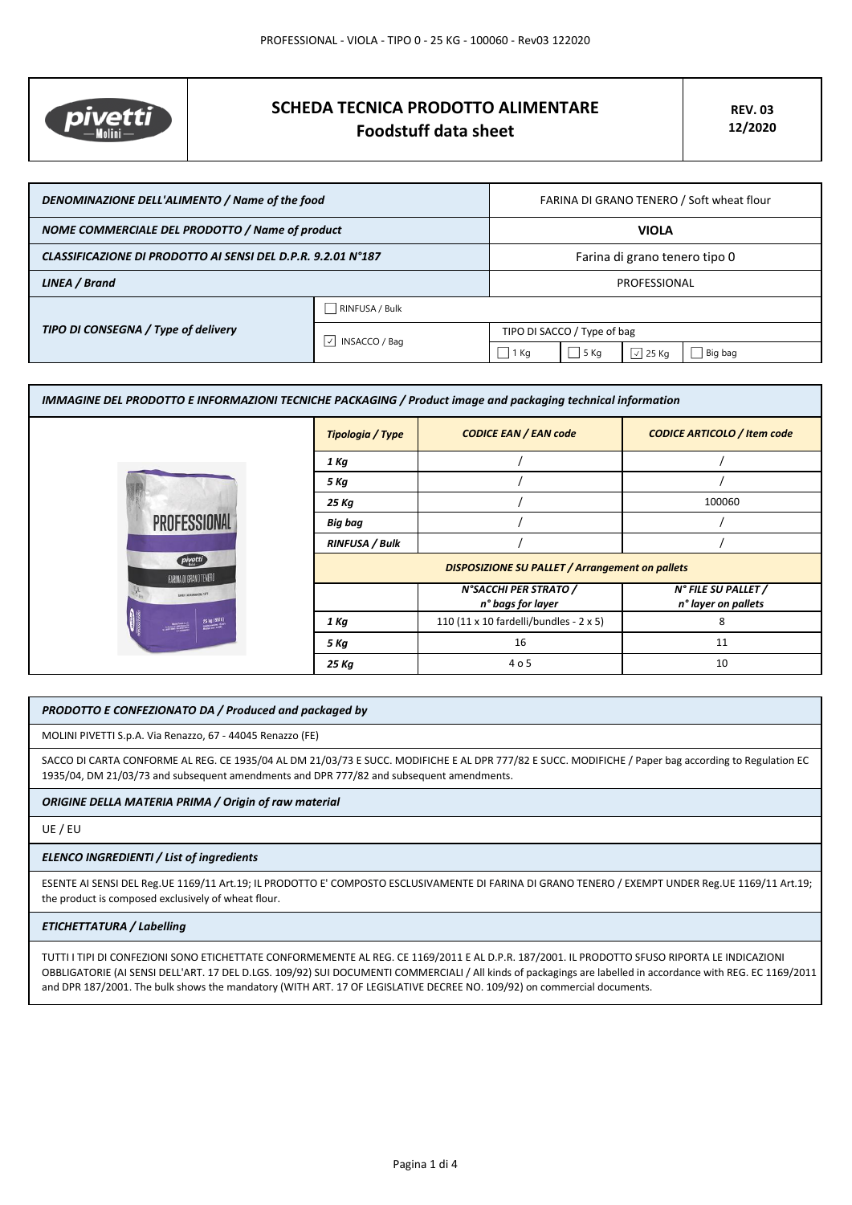# SCHEDA TECNICA PRODOTTO ALIMENTARE
## Foodstuff data sheet

**REV. 03**
**12/2020**

| | | |
|---|---|---|
| ***DENOMINAZIONE DELL'ALIMENTO / Name of the food*** | | FARINA DI GRANO TENERO / Soft wheat flour |
| ***NOME COMMERCIALE DEL PRODOTTO / Name of product*** | | **VIOLA** |
| ***CLASSIFICAZIONE DI PRODOTTO AI SENSI DEL D.P.R. 9.2.01 N°187*** | | Farina di grano tenero tipo 0 |
| ***LINEA / Brand*** | | PROFESSIONAL |
| ***TIPO DI CONSEGNA / Type of delivery*** | ☐ RINFUSA / Bulk | |
| | ☑ INSACCO / Bag | TIPO DI SACCO / Type of bag: ☐ 1 Kg ☐ 5 Kg ☑ 25 Kg ☐ Big bag |

### *IMMAGINE DEL PRODOTTO E INFORMAZIONI TECNICHE PACKAGING / Product image and packaging technical information*

| ***Tipologia / Type*** | ***CODICE EAN / EAN code*** | ***CODICE ARTICOLO / Item code*** |
|---|---|---|
| ***1 Kg*** | / | / |
| ***5 Kg*** | / | / |
| ***25 Kg*** | / | 100060 |
| ***Big bag*** | / | / |
| ***RINFUSA / Bulk*** | / | / |

***DISPOSIZIONE SU PALLET / Arrangement on pallets***

| | ***N°SACCHI PER STRATO / n° bags for layer*** | ***N° FILE SU PALLET / n° layer on pallets*** |
|---|---|---|
| ***1 Kg*** | 110 (11 x 10 fardelli/bundles - 2 x 5) | 8 |
| ***5 Kg*** | 16 | 11 |
| ***25 Kg*** | 4 o 5 | 10 |

### *PRODOTTO E CONFEZIONATO DA / Produced and packaged by*

MOLINI PIVETTI S.p.A. Via Renazzo, 67 - 44045 Renazzo (FE)

SACCO DI CARTA CONFORME AL REG. CE 1935/04 AL DM 21/03/73 E SUCC. MODIFICHE E AL DPR 777/82 E SUCC. MODIFICHE / Paper bag according to Regulation EC 1935/04, DM 21/03/73 and subsequent amendments and DPR 777/82 and subsequent amendments.

### *ORIGINE DELLA MATERIA PRIMA / Origin of raw material*

UE / EU

### *ELENCO INGREDIENTI / List of ingredients*

ESENTE AI SENSI DEL Reg.UE 1169/11 Art.19; IL PRODOTTO E' COMPOSTO ESCLUSIVAMENTE DI FARINA DI GRANO TENERO / EXEMPT UNDER Reg.UE 1169/11 Art.19; the product is composed exclusively of wheat flour.

### *ETICHETTATURA / Labelling*

TUTTI I TIPI DI CONFEZIONI SONO ETICHETTATE CONFORMEMENTE AL REG. CE 1169/2011 E AL D.P.R. 187/2001. IL PRODOTTO SFUSO RIPORTA LE INDICAZIONI OBBLIGATORIE (AI SENSI DELL'ART. 17 DEL D.LGS. 109/92) SUI DOCUMENTI COMMERCIALI / All kinds of packagings are labelled in accordance with REG. EC 1169/2011 and DPR 187/2001. The bulk shows the mandatory (WITH ART. 17 OF LEGISLATIVE DECREE NO. 109/92) on commercial documents.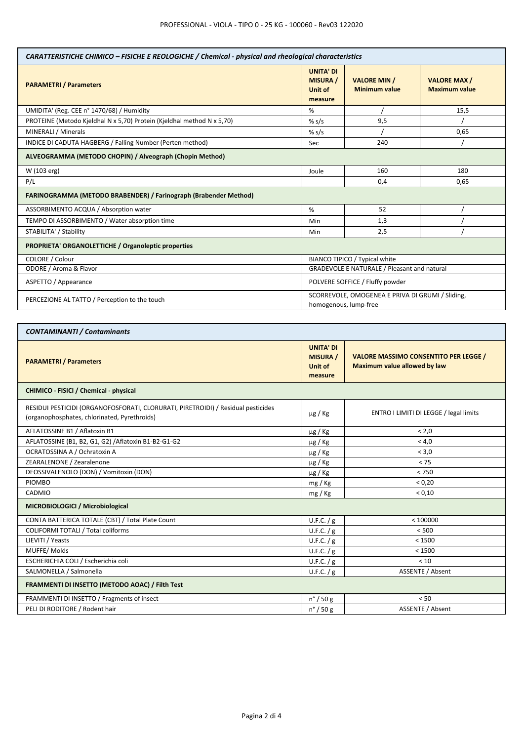| *CARATTERISTICHE CHIMICO – FISICHE E REOLOGICHE / Chemical - physical and rheological characteristics* | | | |
|---|---|---|---|
| **PARAMETRI / Parameters** | **UNITA' DI MISURA / Unit of measure** | **VALORE MIN / Minimum value** | **VALORE MAX / Maximum value** |
| UMIDITA' (Reg. CEE n° 1470/68) / Humidity | % | / | 15,5 |
| PROTEINE (Metodo Kjeldhal N x 5,70) Protein (Kjeldhal method N x 5,70) | % s/s | 9,5 | / |
| MINERALI / Minerals | % s/s | / | 0,65 |
| INDICE DI CADUTA HAGBERG / Falling Number (Perten method) | Sec | 240 | / |
| **ALVEOGRAMMA (METODO CHOPIN) / Alveograph (Chopin Method)** | | | |
| W (103 erg) | Joule | 160 | 180 |
| P/L | | 0,4 | 0,65 |
| **FARINOGRAMMA (METODO BRABENDER) / Farinograph (Brabender Method)** | | | |
| ASSORBIMENTO ACQUA / Absorption water | % | 52 | / |
| TEMPO DI ASSORBIMENTO / Water absorption time | Min | 1,3 | / |
| STABILITA' / Stability | Min | 2,5 | / |
| **PROPRIETA' ORGANOLETTICHE / Organoleptic properties** | | | |
| COLORE / Colour | BIANCO TIPICO / Typical white | | |
| ODORE / Aroma & Flavor | GRADEVOLE E NATURALE / Pleasant and natural | | |
| ASPETTO / Appearance | POLVERE SOFFICE / Fluffy powder | | |
| PERCEZIONE AL TATTO / Perception to the touch | SCORREVOLE, OMOGENEA E PRIVA DI GRUMI / Sliding, homogenous, lump-free | | |

| *CONTAMINANTI / Contaminants* | | |
|---|---|---|
| **PARAMETRI / Parameters** | **UNITA' DI MISURA / Unit of measure** | **VALORE MASSIMO CONSENTITO PER LEGGE / Maximum value allowed by law** |
| **CHIMICO - FISICI / Chemical - physical** | | |
| RESIDUI PESTICIDI (ORGANOFOSFORATI, CLORURATI, PIRETROIDI) / Residual pesticides (organophosphates, chlorinated, Pyrethroids) | μg / Kg | ENTRO I LIMITI DI LEGGE / legal limits |
| AFLATOSSINE B1 / Aflatoxin B1 | μg / Kg | < 2,0 |
| AFLATOSSINE (B1, B2, G1, G2) /Aflatoxin B1-B2-G1-G2 | μg / Kg | < 4,0 |
| OCRATOSSINA A / Ochratoxin A | μg / Kg | < 3,0 |
| ZEARALENONE / Zearalenone | μg / Kg | < 75 |
| DEOSSIVALENOLO (DON) / Vomitoxin (DON) | μg / Kg | < 750 |
| PIOMBO | mg / Kg | < 0,20 |
| CADMIO | mg / Kg | < 0,10 |
| **MICROBIOLOGICI / Microbiological** | | |
| CONTA BATTERICA TOTALE (CBT) / Total Plate Count | U.F.C. / g | < 100000 |
| COLIFORMI TOTALI / Total coliforms | U.F.C. / g | < 500 |
| LIEVITI / Yeasts | U.F.C. / g | < 1500 |
| MUFFE/ Molds | U.F.C. / g | < 1500 |
| ESCHERICHIA COLI / Escherichia coli | U.F.C. / g | < 10 |
| SALMONELLA / Salmonella | U.F.C. / g | ASSENTE / Absent |
| **FRAMMENTI DI INSETTO (METODO AOAC) / Filth Test** | | |
| FRAMMENTI DI INSETTO / Fragments of insect | n° / 50 g | < 50 |
| PELI DI RODITORE / Rodent hair | n° / 50 g | ASSENTE / Absent |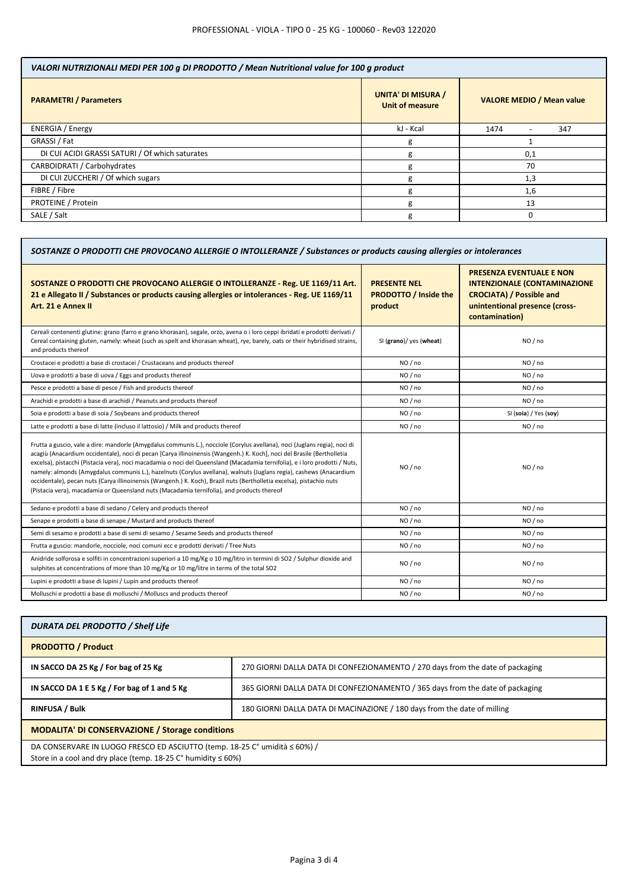## VALORI NUTRIZIONALI MEDI PER 100 g DI PRODOTTO / Mean Nutritional value for 100 g product

| PARAMETRI / Parameters | UNITA' DI MISURA / Unit of measure | VALORE MEDIO / Mean value |
| --- | --- | --- |
| ENERGIA / Energy | kJ - Kcal | 1474 - 347 |
| GRASSI / Fat | g | 1 |
| DI CUI ACIDI GRASSI SATURI / Of which saturates | g | 0,1 |
| CARBOIDRATI / Carbohydrates | g | 70 |
| DI CUI ZUCCHERI / Of which sugars | g | 1,3 |
| FIBRE / Fibre | g | 1,6 |
| PROTEINE / Protein | g | 13 |
| SALE / Salt | g | 0 |

## SOSTANZE O PRODOTTI CHE PROVOCANO ALLERGIE O INTOLLERANZE / Substances or products causing allergies or intolerances

| SOSTANZE O PRODOTTI CHE PROVOCANO ALLERGIE O INTOLLERANZE - Reg. UE 1169/11 Art. 21 e Allegato II / Substances or products causing allergies or intolerances - Reg. UE 1169/11 Art. 21 e Annex II | PRESENTE NEL PRODOTTO / Inside the product | PRESENZA EVENTUALE E NON INTENZIONALE (CONTAMINAZIONE CROCIATA) / Possible and unintentional presence (cross-contamination) |
| --- | --- | --- |
| Cereali contenenti glutine: grano (farro e grano khorasan), segale, orzo, avena o i loro ceppi ibridati e prodotti derivati / Cereal containing gluten, namely: wheat (such as spelt and khorasan wheat), rye, barely, oats or their hybridised strains, and products thereof | SI (**grano**)/ yes (**wheat**) | NO / no |
| Crostacei e prodotti a base di crostacei / Crustaceans and products thereof | NO / no | NO / no |
| Uova e prodotti a base di uova / Eggs and products thereof | NO / no | NO / no |
| Pesce e prodotti a base di pesce / Fish and products thereof | NO / no | NO / no |
| Arachidi e prodotti a base di arachidi / Peanuts and products thereof | NO / no | NO / no |
| Soia e prodotti a base di soia / Soybeans and products thereof | NO / no | SI (**soia**) / Yes (**soy**) |
| Latte e prodotti a base di latte (incluso il lattosio) / Milk and products thereof | NO / no | NO / no |
| Frutta a guscio, vale a dire: mandorle (Amygdalus communis L.), nocciole (Corylus avellana), noci (Juglans regia), noci di acagiù (Anacardium occidentale), noci di pecan [Carya illinoinensis (Wangenh.) K. Koch], noci del Brasile (Bertholletia excelsa), pistacchi (Pistacia vera), noci macadamia o noci del Queensland (Macadamia ternifolia), e i loro prodotti / Nuts, namely: almonds (Amygdalus communis L.), hazelnuts (Corylus avellana), walnuts (Juglans regia), cashews (Anacardium occidentale), pecan nuts (Carya illinoinensis (Wangenh.) K. Koch), Brazil nuts (Bertholletia excelsa), pistachio nuts (Pistacia vera), macadamia or Queensland nuts (Macadamia ternifolia), and products thereof | NO / no | NO / no |
| Sedano e prodotti a base di sedano / Celery and products thereof | NO / no | NO / no |
| Senape e prodotti a base di senape / Mustard and products thereof | NO / no | NO / no |
| Semi di sesamo e prodotti a base di semi di sesamo / Sesame Seeds and products thereof | NO / no | NO / no |
| Frutta a guscio: mandorle, nocciole, noci comuni ecc e prodotti derivati / Tree Nuts | NO / no | NO / no |
| Anidride solforosa e solfiti in concentrazioni superiori a 10 mg/Kg o 10 mg/litro in termini di SO2 / Sulphur dioxide and sulphites at concentrations of more than 10 mg/Kg or 10 mg/litre in terms of the total SO2 | NO / no | NO / no |
| Lupini e prodotti a base di lupini / Lupin and products thereof | NO / no | NO / no |
| Molluschi e prodotti a base di molluschi / Molluscs and products thereof | NO / no | NO / no |

## DURATA DEL PRODOTTO / Shelf Life

| PRODOTTO / Product | |
| --- | --- |
| IN SACCO DA 25 Kg / For bag of 25 Kg | 270 GIORNI DALLA DATA DI CONFEZIONAMENTO / 270 days from the date of packaging |
| IN SACCO DA 1 E 5 Kg / For bag of 1 and 5 Kg | 365 GIORNI DALLA DATA DI CONFEZIONAMENTO / 365 days from the date of packaging |
| RINFUSA / Bulk | 180 GIORNI DALLA DATA DI MACINAZIONE / 180 days from the date of milling |

**MODALITA' DI CONSERVAZIONE / Storage conditions**

DA CONSERVARE IN LUOGO FRESCO ED ASCIUTTO (temp. 18-25 C° umidità ≤ 60%) /
Store in a cool and dry place (temp. 18-25 C° humidity ≤ 60%)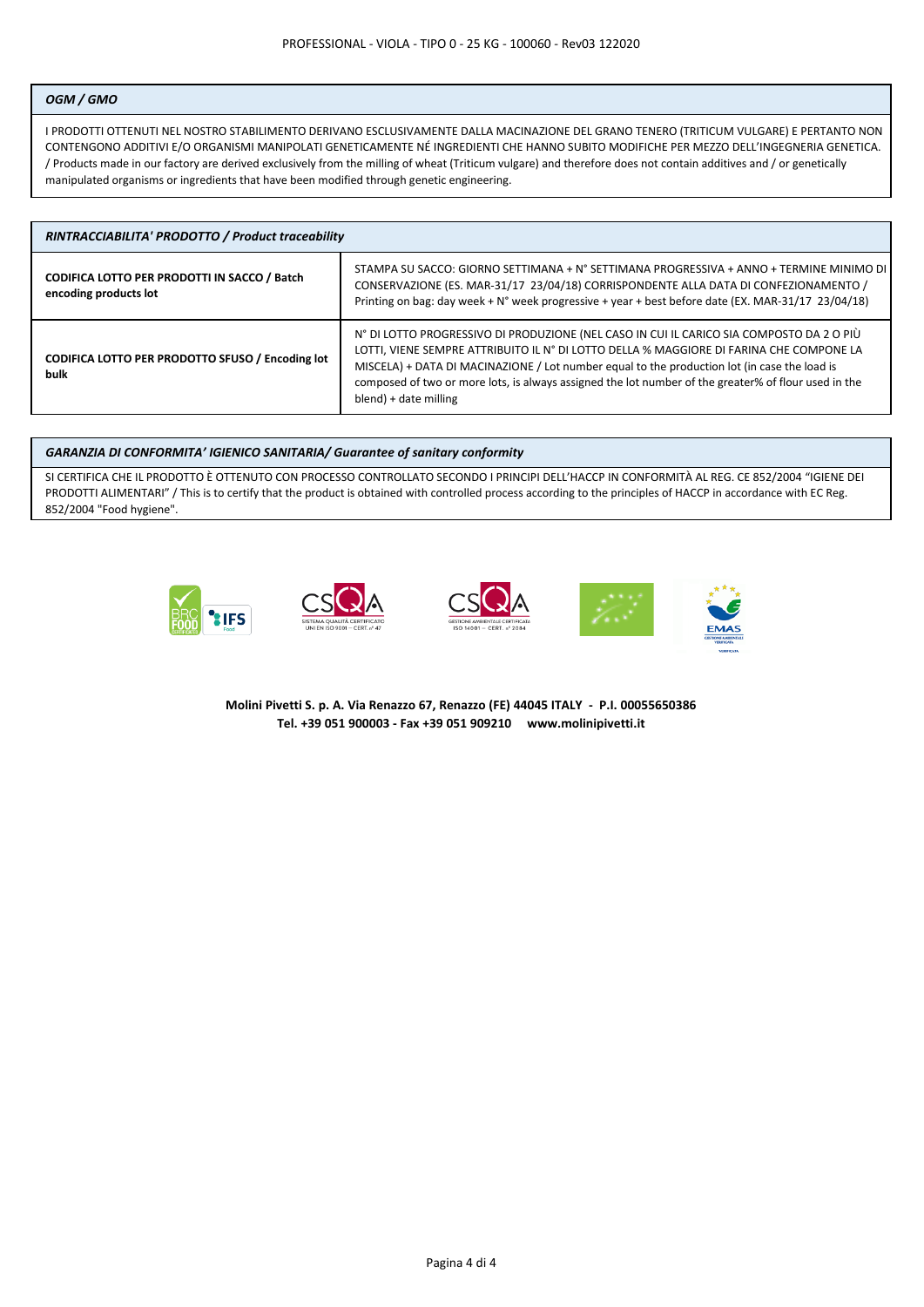## *OGM / GMO*

I PRODOTTI OTTENUTI NEL NOSTRO STABILIMENTO DERIVANO ESCLUSIVAMENTE DALLA MACINAZIONE DEL GRANO TENERO (TRITICUM VULGARE) E PERTANTO NON CONTENGONO ADDITIVI E/O ORGANISMI MANIPOLATI GENETICAMENTE NÉ INGREDIENTI CHE HANNO SUBITO MODIFICHE PER MEZZO DELL'INGEGNERIA GENETICA. / Products made in our factory are derived exclusively from the milling of wheat (Triticum vulgare) and therefore does not contain additives and / or genetically manipulated organisms or ingredients that have been modified through genetic engineering.

## *RINTRACCIABILITA' PRODOTTO / Product traceability*

| | |
|---|---|
| **CODIFICA LOTTO PER PRODOTTI IN SACCO / Batch encoding products lot** | STAMPA SU SACCO: GIORNO SETTIMANA + N° SETTIMANA PROGRESSIVA + ANNO + TERMINE MINIMO DI CONSERVAZIONE (ES. MAR-31/17 23/04/18) CORRISPONDENTE ALLA DATA DI CONFEZIONAMENTO / Printing on bag: day week + N° week progressive + year + best before date (EX. MAR-31/17 23/04/18) |
| **CODIFICA LOTTO PER PRODOTTO SFUSO / Encoding lot bulk** | N° DI LOTTO PROGRESSIVO DI PRODUZIONE (NEL CASO IN CUI IL CARICO SIA COMPOSTO DA 2 O PIÙ LOTTI, VIENE SEMPRE ATTRIBUITO IL N° DI LOTTO DELLA % MAGGIORE DI FARINA CHE COMPONE LA MISCELA) + DATA DI MACINAZIONE / Lot number equal to the production lot (in case the load is composed of two or more lots, is always assigned the lot number of the greater% of flour used in the blend) + date milling |

## *GARANZIA DI CONFORMITA' IGIENICO SANITARIA/ Guarantee of sanitary conformity*

SI CERTIFICA CHE IL PRODOTTO È OTTENUTO CON PROCESSO CONTROLLATO SECONDO I PRINCIPI DELL'HACCP IN CONFORMITÀ AL REG. CE 852/2004 "IGIENE DEI PRODOTTI ALIMENTARI" / This is to certify that the product is obtained with controlled process according to the principles of HACCP in accordance with EC Reg. 852/2004 "Food hygiene".

**Molini Pivetti S. p. A. Via Renazzo 67, Renazzo (FE) 44045 ITALY - P.I. 00055650386**
**Tel. +39 051 900003 - Fax +39 051 909210 www.molinipivetti.it**